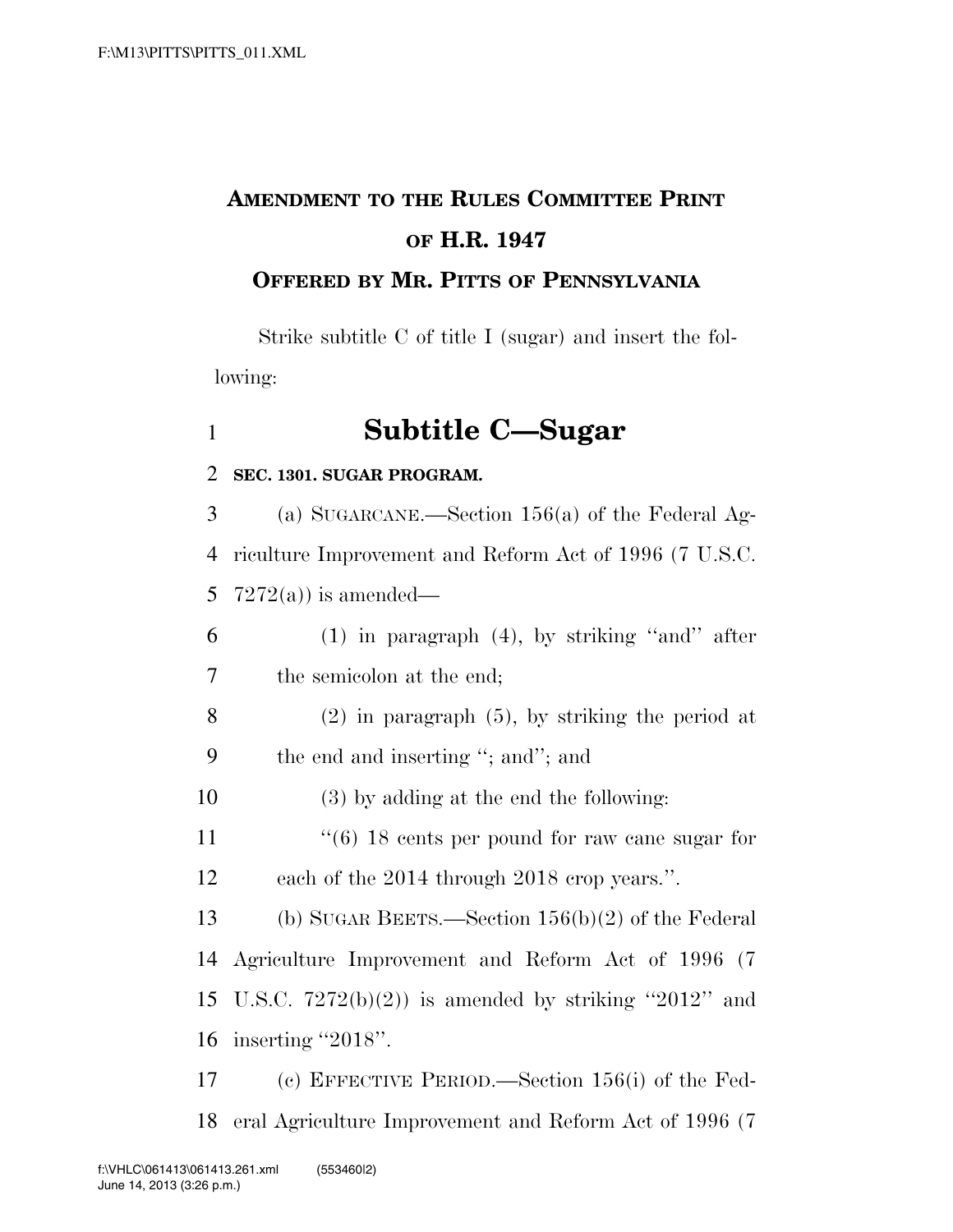**AMENDMENT TO THE RULES COMMITTEE PRINT OF H.R. 1947**

**OFFERED BY MR. PITTS OF PENNSYLVANIA**

Strike subtitle C of title I (sugar) and insert the following:

# Subtitle C—Sugar

**SEC. 1301. SUGAR PROGRAM.**

(a) SUGARCANE.—Section 156(a) of the Federal Agriculture Improvement and Reform Act of 1996 (7 U.S.C. 7272(a)) is amended—

(1) in paragraph (4), by striking "and" after the semicolon at the end;

(2) in paragraph (5), by striking the period at the end and inserting "; and"; and

(3) by adding at the end the following:

"(6) 18 cents per pound for raw cane sugar for each of the 2014 through 2018 crop years.".

(b) SUGAR BEETS.—Section 156(b)(2) of the Federal Agriculture Improvement and Reform Act of 1996 (7 U.S.C. 7272(b)(2)) is amended by striking "2012" and inserting "2018".

(c) EFFECTIVE PERIOD.—Section 156(i) of the Federal Agriculture Improvement and Reform Act of 1996 (7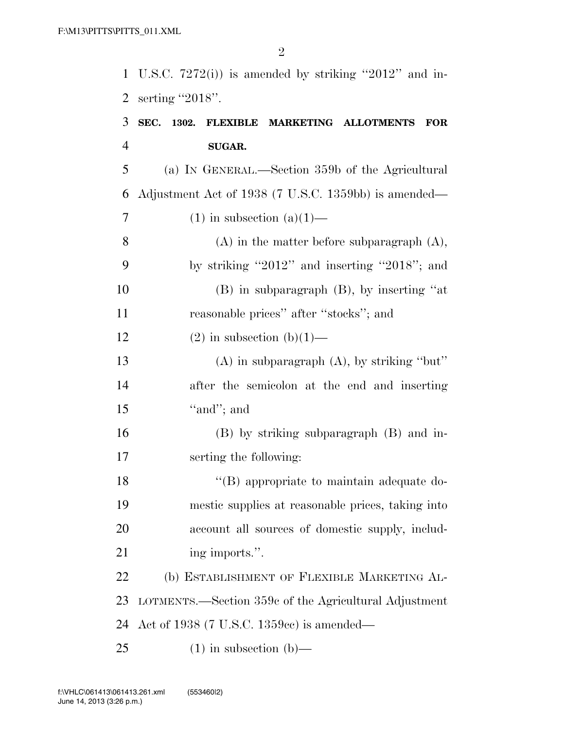U.S.C. 7272(i)) is amended by striking ''2012'' and inserting ''2018''.

**SEC. 1302. FLEXIBLE MARKETING ALLOTMENTS FOR SUGAR.**

(a) IN GENERAL.—Section 359b of the Agricultural Adjustment Act of 1938 (7 U.S.C. 1359bb) is amended—

(1) in subsection (a)(1)—

(A) in the matter before subparagraph (A), by striking ''2012'' and inserting ''2018''; and

(B) in subparagraph (B), by inserting ''at reasonable prices'' after ''stocks''; and

(2) in subsection (b)(1)—

(A) in subparagraph (A), by striking ''but'' after the semicolon at the end and inserting ''and''; and

(B) by striking subparagraph (B) and inserting the following:

''(B) appropriate to maintain adequate domestic supplies at reasonable prices, taking into account all sources of domestic supply, including imports.''.

(b) ESTABLISHMENT OF FLEXIBLE MARKETING ALLOTMENTS.—Section 359c of the Agricultural Adjustment Act of 1938 (7 U.S.C. 1359cc) is amended—

(1) in subsection (b)—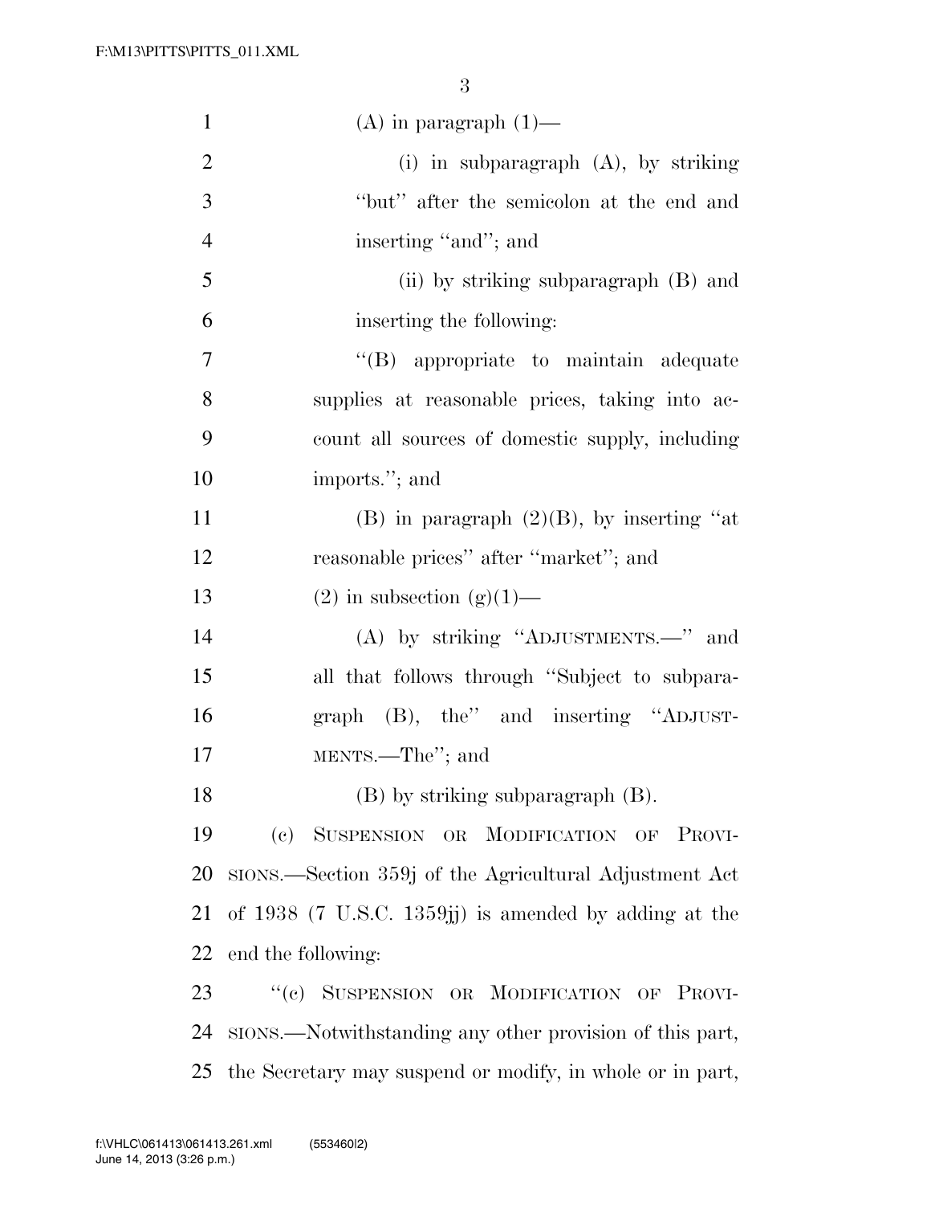(A) in paragraph (1)—

(i) in subparagraph (A), by striking "but" after the semicolon at the end and inserting "and"; and

(ii) by striking subparagraph (B) and inserting the following:

"(B) appropriate to maintain adequate supplies at reasonable prices, taking into account all sources of domestic supply, including imports."; and

(B) in paragraph (2)(B), by inserting "at reasonable prices" after "market"; and

(2) in subsection (g)(1)—

(A) by striking "ADJUSTMENTS.—" and all that follows through "Subject to subparagraph (B), the" and inserting "ADJUSTMENTS.—The"; and

(B) by striking subparagraph (B).

(c) SUSPENSION OR MODIFICATION OF PROVISIONS.—Section 359j of the Agricultural Adjustment Act of 1938 (7 U.S.C. 1359jj) is amended by adding at the end the following:

"(c) SUSPENSION OR MODIFICATION OF PROVISIONS.—Notwithstanding any other provision of this part, the Secretary may suspend or modify, in whole or in part,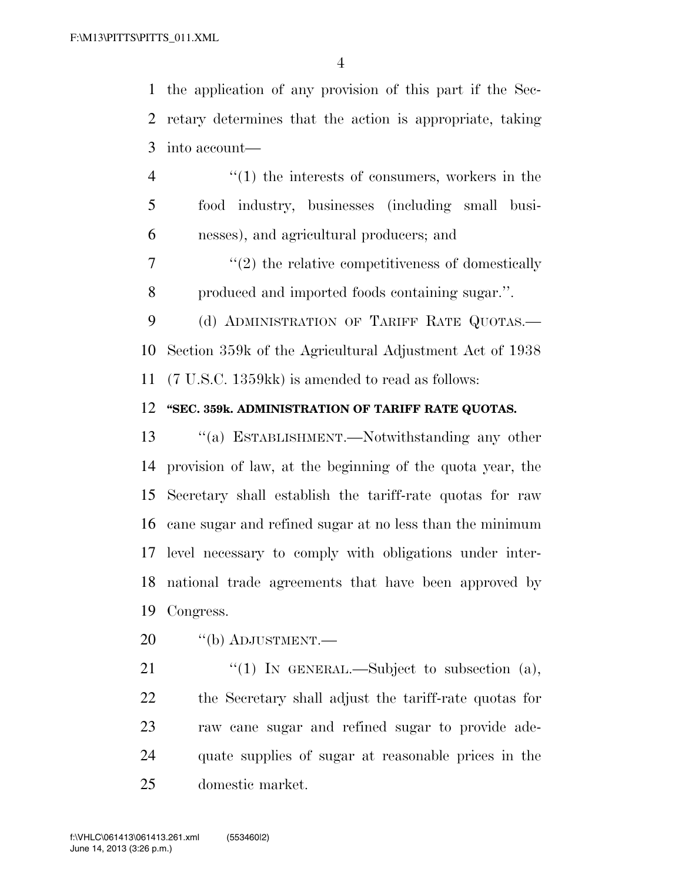the application of any provision of this part if the Secretary determines that the action is appropriate, taking into account—

"(1) the interests of consumers, workers in the food industry, businesses (including small businesses), and agricultural producers; and

"(2) the relative competitiveness of domestically produced and imported foods containing sugar.".

(d) ADMINISTRATION OF TARIFF RATE QUOTAS.—Section 359k of the Agricultural Adjustment Act of 1938 (7 U.S.C. 1359kk) is amended to read as follows:

**"SEC. 359k. ADMINISTRATION OF TARIFF RATE QUOTAS.**

"(a) ESTABLISHMENT.—Notwithstanding any other provision of law, at the beginning of the quota year, the Secretary shall establish the tariff-rate quotas for raw cane sugar and refined sugar at no less than the minimum level necessary to comply with obligations under international trade agreements that have been approved by Congress.

"(b) ADJUSTMENT.—

"(1) IN GENERAL.—Subject to subsection (a), the Secretary shall adjust the tariff-rate quotas for raw cane sugar and refined sugar to provide adequate supplies of sugar at reasonable prices in the domestic market.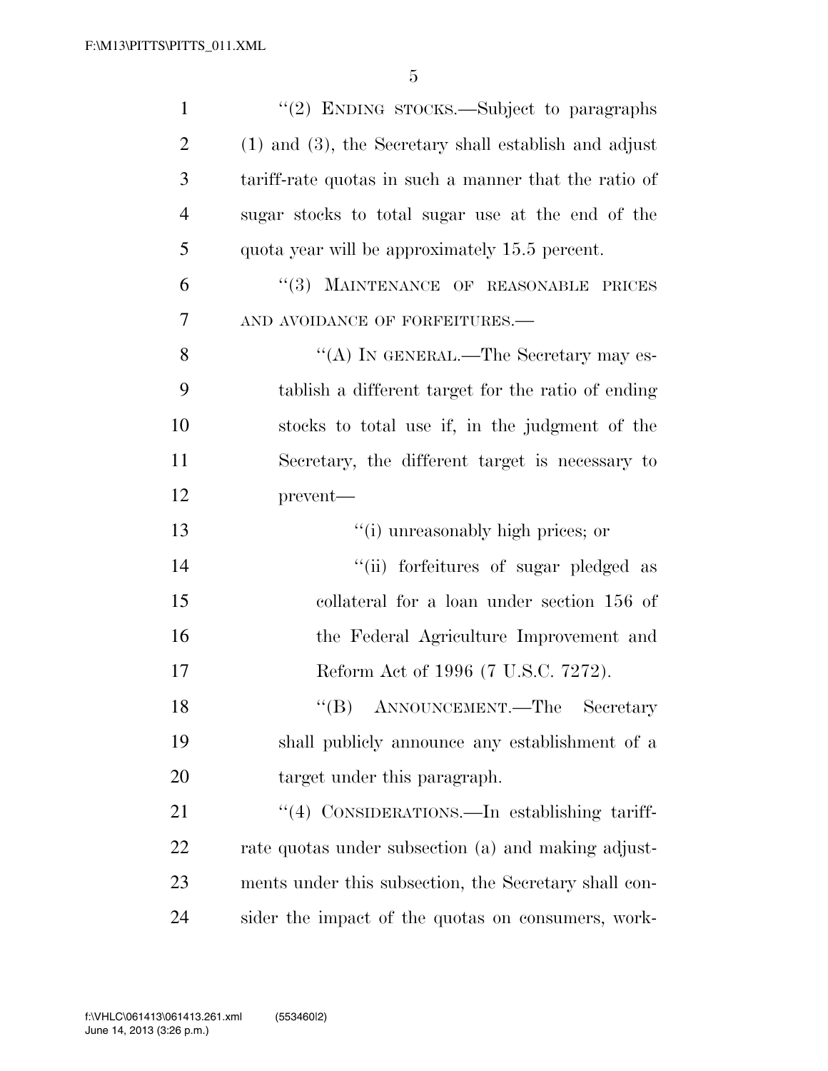''(2) ENDING STOCKS.—Subject to paragraphs (1) and (3), the Secretary shall establish and adjust tariff-rate quotas in such a manner that the ratio of sugar stocks to total sugar use at the end of the quota year will be approximately 15.5 percent.

''(3) MAINTENANCE OF REASONABLE PRICES AND AVOIDANCE OF FORFEITURES.—

''(A) IN GENERAL.—The Secretary may establish a different target for the ratio of ending stocks to total use if, in the judgment of the Secretary, the different target is necessary to prevent—

''(i) unreasonably high prices; or

''(ii) forfeitures of sugar pledged as collateral for a loan under section 156 of the Federal Agriculture Improvement and Reform Act of 1996 (7 U.S.C. 7272).

''(B) ANNOUNCEMENT.—The Secretary shall publicly announce any establishment of a target under this paragraph.

''(4) CONSIDERATIONS.—In establishing tariff-rate quotas under subsection (a) and making adjustments under this subsection, the Secretary shall consider the impact of the quotas on consumers, work-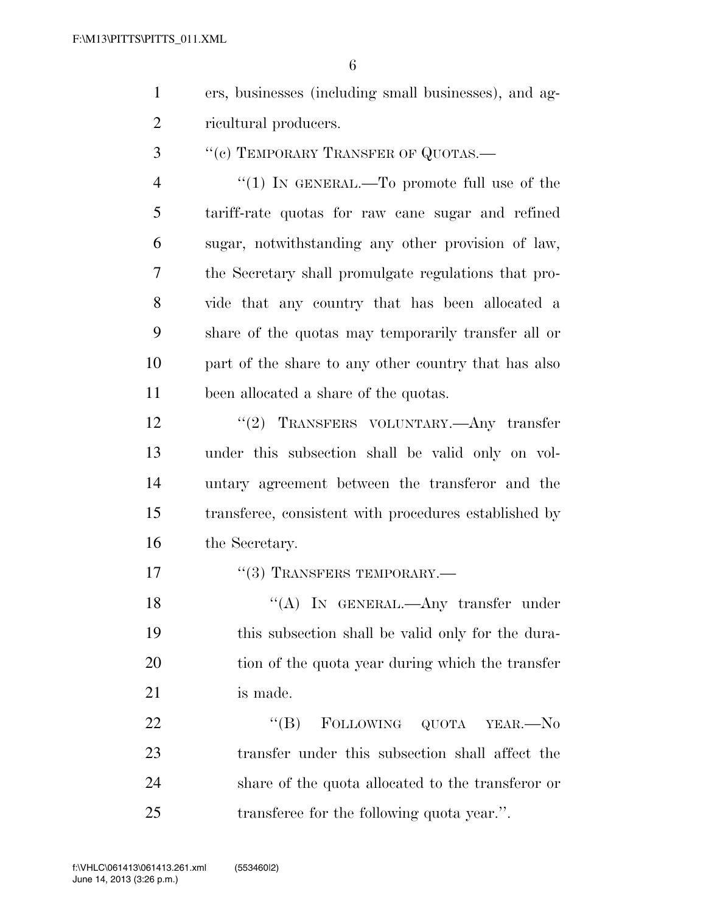ers, businesses (including small businesses), and agricultural producers.

''(c) TEMPORARY TRANSFER OF QUOTAS.—

''(1) IN GENERAL.—To promote full use of the tariff-rate quotas for raw cane sugar and refined sugar, notwithstanding any other provision of law, the Secretary shall promulgate regulations that provide that any country that has been allocated a share of the quotas may temporarily transfer all or part of the share to any other country that has also been allocated a share of the quotas.

''(2) TRANSFERS VOLUNTARY.—Any transfer under this subsection shall be valid only on voluntary agreement between the transferor and the transferee, consistent with procedures established by the Secretary.

''(3) TRANSFERS TEMPORARY.—

''(A) IN GENERAL.—Any transfer under this subsection shall be valid only for the duration of the quota year during which the transfer is made.

''(B) FOLLOWING QUOTA YEAR.—No transfer under this subsection shall affect the share of the quota allocated to the transferor or transferee for the following quota year.''.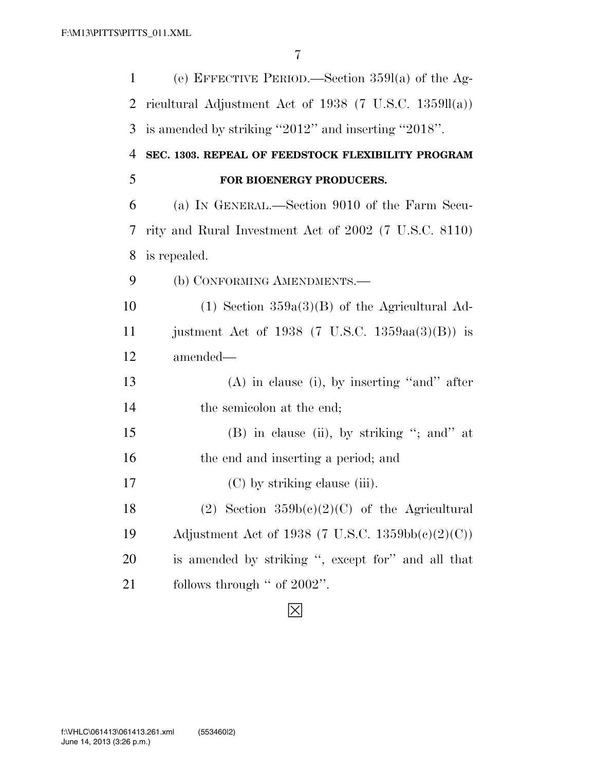(e) EFFECTIVE PERIOD.—Section 359l(a) of the Agricultural Adjustment Act of 1938 (7 U.S.C. 1359ll(a)) is amended by striking ''2012'' and inserting ''2018''.

**SEC. 1303. REPEAL OF FEEDSTOCK FLEXIBILITY PROGRAM FOR BIOENERGY PRODUCERS.**

(a) IN GENERAL.—Section 9010 of the Farm Security and Rural Investment Act of 2002 (7 U.S.C. 8110) is repealed.

(b) CONFORMING AMENDMENTS.—

(1) Section 359a(3)(B) of the Agricultural Adjustment Act of 1938 (7 U.S.C. 1359aa(3)(B)) is amended—

(A) in clause (i), by inserting ''and'' after the semicolon at the end;

(B) in clause (ii), by striking ''; and'' at the end and inserting a period; and

(C) by striking clause (iii).

(2) Section 359b(c)(2)(C) of the Agricultural Adjustment Act of 1938 (7 U.S.C. 1359bb(c)(2)(C)) is amended by striking '', except for'' and all that follows through '' of 2002''.

☒